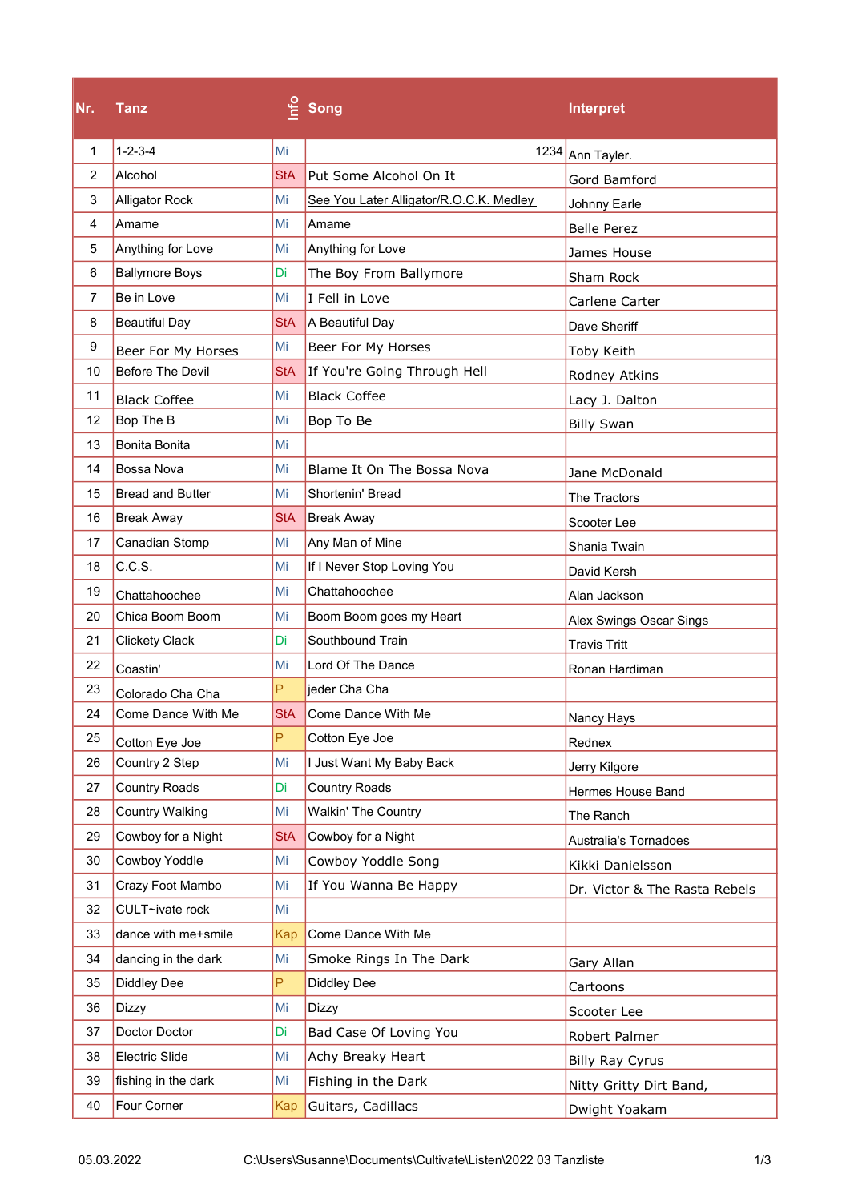| Nr. | Tanz | Info | Song | Interpret |
|---|---|---|---|---|
| 1 | 1-2-3-4 | Mi | 1234 | Ann Tayler. |
| 2 | Alcohol | StA | Put Some Alcohol On It | Gord Bamford |
| 3 | Alligator Rock | Mi | See You Later Alligator/R.O.C.K. Medley | Johnny Earle |
| 4 | Amame | Mi | Amame | Belle Perez |
| 5 | Anything for Love | Mi | Anything for Love | James House |
| 6 | Ballymore Boys | Di | The Boy From Ballymore | Sham Rock |
| 7 | Be in Love | Mi | I Fell in Love | Carlene Carter |
| 8 | Beautiful Day | StA | A Beautiful Day | Dave Sheriff |
| 9 | Beer For My Horses | Mi | Beer For My Horses | Toby Keith |
| 10 | Before The Devil | StA | If You're Going Through Hell | Rodney Atkins |
| 11 | Black Coffee | Mi | Black Coffee | Lacy J. Dalton |
| 12 | Bop The B | Mi | Bop To Be | Billy Swan |
| 13 | Bonita Bonita | Mi | | |
| 14 | Bossa Nova | Mi | Blame It On The Bossa Nova | Jane McDonald |
| 15 | Bread and Butter | Mi | Shortenin' Bread | The Tractors |
| 16 | Break Away | StA | Break Away | Scooter Lee |
| 17 | Canadian Stomp | Mi | Any Man of Mine | Shania Twain |
| 18 | C.C.S. | Mi | If I Never Stop Loving You | David Kersh |
| 19 | Chattahoochee | Mi | Chattahoochee | Alan Jackson |
| 20 | Chica Boom Boom | Mi | Boom Boom goes my Heart | Alex Swings Oscar Sings |
| 21 | Clickety Clack | Di | Southbound Train | Travis Tritt |
| 22 | Coastin' | Mi | Lord Of The Dance | Ronan Hardiman |
| 23 | Colorado Cha Cha | P | jeder Cha Cha | |
| 24 | Come Dance With Me | StA | Come Dance With Me | Nancy Hays |
| 25 | Cotton Eye Joe | P | Cotton Eye Joe | Rednex |
| 26 | Country 2 Step | Mi | I Just Want My Baby Back | Jerry Kilgore |
| 27 | Country Roads | Di | Country Roads | Hermes House Band |
| 28 | Country Walking | Mi | Walkin' The Country | The Ranch |
| 29 | Cowboy for a Night | StA | Cowboy for a Night | Australia's Tornadoes |
| 30 | Cowboy Yoddle | Mi | Cowboy Yoddle Song | Kikki Danielsson |
| 31 | Crazy Foot Mambo | Mi | If You Wanna Be Happy | Dr. Victor & The Rasta Rebels |
| 32 | CULT~ivate rock | Mi | | |
| 33 | dance with me+smile | Kap | Come Dance With Me | |
| 34 | dancing in the dark | Mi | Smoke Rings In The Dark | Gary Allan |
| 35 | Diddley Dee | P | Diddley Dee | Cartoons |
| 36 | Dizzy | Mi | Dizzy | Scooter Lee |
| 37 | Doctor Doctor | Di | Bad Case Of Loving You | Robert Palmer |
| 38 | Electric Slide | Mi | Achy Breaky Heart | Billy Ray Cyrus |
| 39 | fishing in the dark | Mi | Fishing in the Dark | Nitty Gritty Dirt Band, |
| 40 | Four Corner | Kap | Guitars, Cadillacs | Dwight Yoakam |

05.03.2022 C:\Users\Susanne\Documents\Cultivate\Listen\2022 03 Tanzliste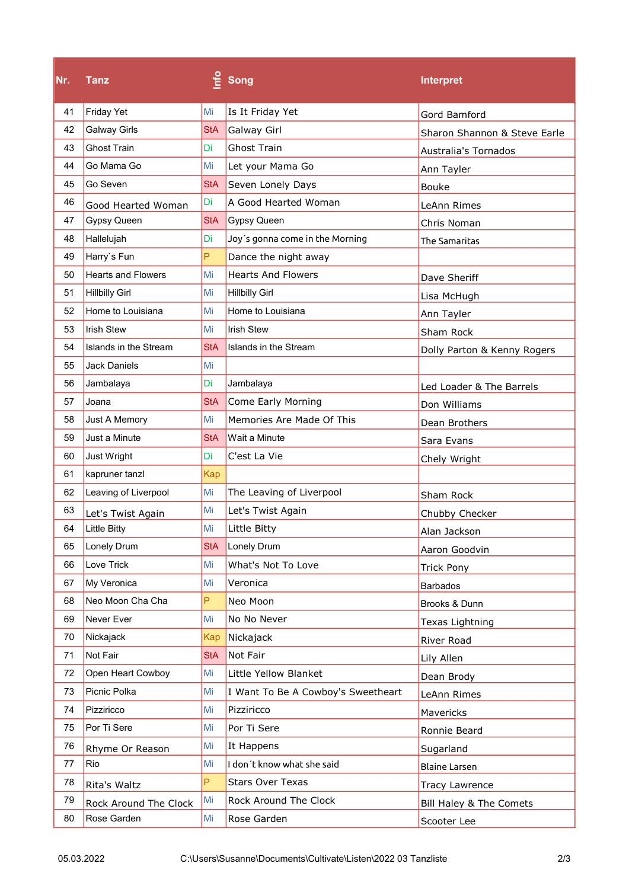| Nr. | Tanz | Info | Song | Interpret |
|---|---|---|---|---|
| 41 | Friday Yet | Mi | Is It Friday Yet | Gord Bamford |
| 42 | Galway Girls | StA | Galway Girl | Sharon Shannon & Steve Earle |
| 43 | Ghost Train | Di | Ghost Train | Australia's Tornados |
| 44 | Go Mama Go | Mi | Let your Mama Go | Ann Tayler |
| 45 | Go Seven | StA | Seven Lonely Days | Bouke |
| 46 | Good Hearted Woman | Di | A Good Hearted Woman | LeAnn Rimes |
| 47 | Gypsy Queen | StA | Gypsy Queen | Chris Noman |
| 48 | Hallelujah | Di | Joy´s gonna come in the Morning | The Samaritas |
| 49 | Harry`s Fun | P | Dance the night away | |
| 50 | Hearts and Flowers | Mi | Hearts And Flowers | Dave Sheriff |
| 51 | Hillbilly Girl | Mi | Hillbilly Girl | Lisa McHugh |
| 52 | Home to Louisiana | Mi | Home to Louisiana | Ann Tayler |
| 53 | Irish Stew | Mi | Irish Stew | Sham Rock |
| 54 | Islands in the Stream | StA | Islands in the Stream | Dolly Parton & Kenny Rogers |
| 55 | Jack Daniels | Mi | | |
| 56 | Jambalaya | Di | Jambalaya | Led Loader & The Barrels |
| 57 | Joana | StA | Come Early Morning | Don Williams |
| 58 | Just A Memory | Mi | Memories Are Made Of This | Dean Brothers |
| 59 | Just a Minute | StA | Wait a Minute | Sara Evans |
| 60 | Just Wright | Di | C'est La Vie | Chely Wright |
| 61 | kapruner tanzl | Kap | | |
| 62 | Leaving of Liverpool | Mi | The Leaving of Liverpool | Sham Rock |
| 63 | Let's Twist Again | Mi | Let's Twist Again | Chubby Checker |
| 64 | Little Bitty | Mi | Little Bitty | Alan Jackson |
| 65 | Lonely Drum | StA | Lonely Drum | Aaron Goodvin |
| 66 | Love Trick | Mi | What's Not To Love | Trick Pony |
| 67 | My Veronica | Mi | Veronica | Barbados |
| 68 | Neo Moon Cha Cha | P | Neo Moon | Brooks & Dunn |
| 69 | Never Ever | Mi | No No Never | Texas Lightning |
| 70 | Nickajack | Kap | Nickajack | River Road |
| 71 | Not Fair | StA | Not Fair | Lily Allen |
| 72 | Open Heart Cowboy | Mi | Little Yellow Blanket | Dean Brody |
| 73 | Picnic Polka | Mi | I Want To Be A Cowboy's Sweetheart | LeAnn Rimes |
| 74 | Pizziricco | Mi | Pizziricco | Mavericks |
| 75 | Por Ti Sere | Mi | Por Ti Sere | Ronnie Beard |
| 76 | Rhyme Or Reason | Mi | It Happens | Sugarland |
| 77 | Rio | Mi | I don´t know what she said | Blaine Larsen |
| 78 | Rita's Waltz | P | Stars Over Texas | Tracy Lawrence |
| 79 | Rock Around The Clock | Mi | Rock Around The Clock | Bill Haley & The Comets |
| 80 | Rose Garden | Mi | Rose Garden | Scooter Lee |

05.03.2022 C:\Users\Susanne\Documents\Cultivate\Listen\2022 03 Tanzliste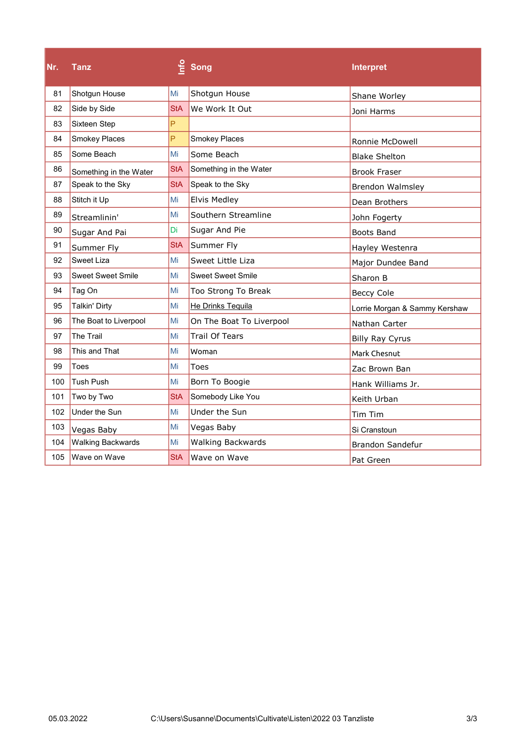| Nr. | Tanz | Info | Song | Interpret |
|---|---|---|---|---|
| 81 | Shotgun House | Mi | Shotgun House | Shane Worley |
| 82 | Side by Side | StA | We Work It Out | Joni Harms |
| 83 | Sixteen Step | P | | |
| 84 | Smokey Places | P | Smokey Places | Ronnie McDowell |
| 85 | Some Beach | Mi | Some Beach | Blake Shelton |
| 86 | Something in the Water | StA | Something in the Water | Brook Fraser |
| 87 | Speak to the Sky | StA | Speak to the Sky | Brendon Walmsley |
| 88 | Stitch it Up | Mi | Elvis Medley | Dean Brothers |
| 89 | Streamlinin' | Mi | Southern Streamline | John Fogerty |
| 90 | Sugar And Pai | Di | Sugar And Pie | Boots Band |
| 91 | Summer Fly | StA | Summer Fly | Hayley Westenra |
| 92 | Sweet Liza | Mi | Sweet Little Liza | Major Dundee Band |
| 93 | Sweet Sweet Smile | Mi | Sweet Sweet Smile | Sharon B |
| 94 | Tag On | Mi | Too Strong To Break | Beccy Cole |
| 95 | Talkin' Dirty | Mi | He Drinks Tequila | Lorrie Morgan & Sammy Kershaw |
| 96 | The Boat to Liverpool | Mi | On The Boat To Liverpool | Nathan Carter |
| 97 | The Trail | Mi | Trail Of Tears | Billy Ray Cyrus |
| 98 | This and That | Mi | Woman | Mark Chesnut |
| 99 | Toes | Mi | Toes | Zac Brown Ban |
| 100 | Tush Push | Mi | Born To Boogie | Hank Williams Jr. |
| 101 | Two by Two | StA | Somebody Like You | Keith Urban |
| 102 | Under the Sun | Mi | Under the Sun | Tim Tim |
| 103 | Vegas Baby | Mi | Vegas Baby | Si Cranstoun |
| 104 | Walking Backwards | Mi | Walking Backwards | Brandon Sandefur |
| 105 | Wave on Wave | StA | Wave on Wave | Pat Green |

05.03.2022 C:\Users\Susanne\Documents\Cultivate\Listen\2022 03 Tanzliste